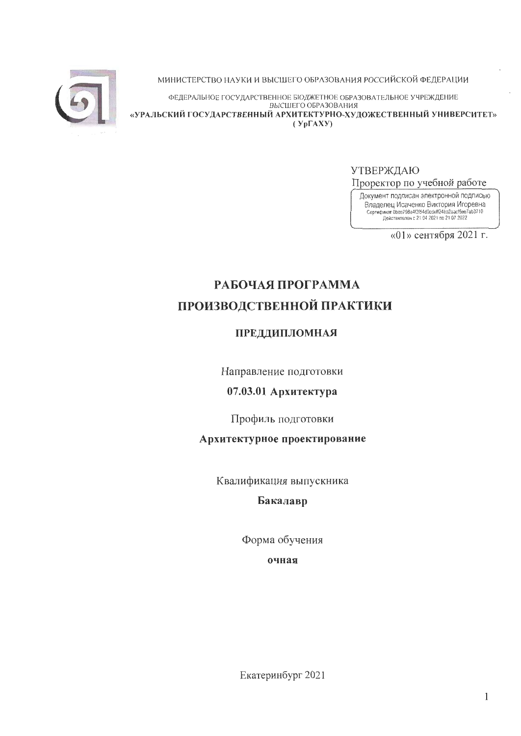МИНИСТЕРСТВО НАУКИ И ВЫСШЕГО ОБРАЗОВАНИЯ РОССИЙСКОЙ ФЕДЕРАЦИИ

ФЕДЕРАЛЬНОЕ ГОСУДАРСТВЕННОЕ БЮДЖЕТНОЕ ОБРАЗОВАТЕЛЬНОЕ УЧРЕЖДЕНИЕ ВЫСШЕГО ОБРАЗОВАНИЯ

**«УРАЛЬСКИЙ ГОСУДАРСТВЕННЫЙ АРХИТЕКТУРНО-ХУДОЖЕСТВЕННЫЙ УНИВЕРСИТЕТ» (УрГАХУ)**

УТВЕРЖДАЮ

Проректор по учебной работе

Документ подписан электронной подписью
Владелец Исаченко Виктория Игоревна
Сертификат 0bee798a4f2f54d0cdeff24ba2aacf5ee7ab3710
Действителен с 21.04.2021 по 21.07.2022

«01» сентября 2021 г.

# РАБОЧАЯ ПРОГРАММА ПРОИЗВОДСТВЕННОЙ ПРАКТИКИ

## ПРЕДДИПЛОМНАЯ

Направление подготовки

**07.03.01 Архитектура**

Профиль подготовки

**Архитектурное проектирование**

Квалификация выпускника

**Бакалавр**

Форма обучения

**очная**

Екатеринбург 2021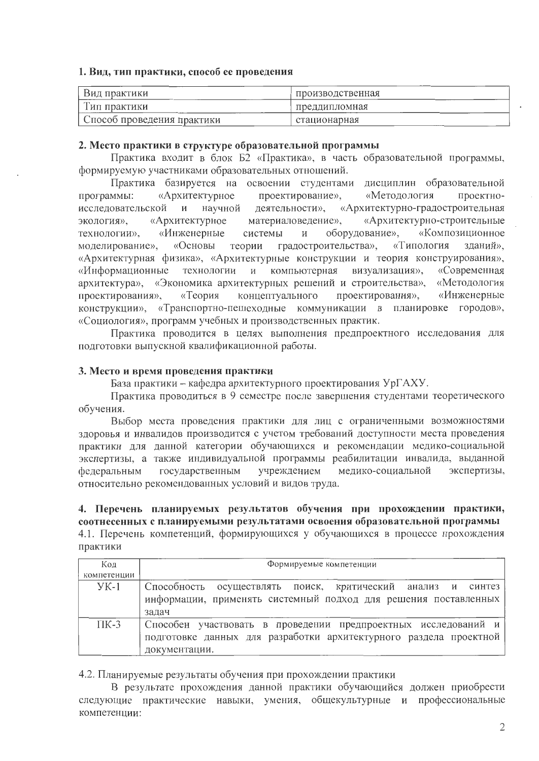### 1. Вид, тип практики, способ ее проведения

| Вид практики | производственная |
|---|---|
| Тип практики | преддипломная |
| Способ проведения практики | стационарная |

### 2. Место практики в структуре образовательной программы

Практика входит в блок Б2 «Практика», в часть образовательной программы, формируемую участниками образовательных отношений.

Практика базируется на освоении студентами дисциплин образовательной программы: «Архитектурное проектирование», «Методология проектно-исследовательской и научной деятельности», «Архитектурно-градостроительная экология», «Архитектурное материаловедение», «Архитектурно-строительные технологии», «Инженерные системы и оборудование», «Композиционное моделирование», «Основы теории градостроительства», «Типология зданий», «Архитектурная физика», «Архитектурные конструкции и теория конструирования», «Информационные технологии и компьютерная визуализация», «Современная архитектура», «Экономика архитектурных решений и строительства», «Методология проектирования», «Теория концептуального проектирования», «Инженерные конструкции», «Транспортно-пешеходные коммуникации в планировке городов», «Социология», программ учебных и производственных практик.

Практика проводится в целях выполнения предпроектного исследования для подготовки выпускной квалификационной работы.

### 3. Место и время проведения практики

База практики – кафедра архитектурного проектирования УрГАХУ.

Практика проводиться в 9 семестре после завершения студентами теоретического обучения.

Выбор места проведения практики для лиц с ограниченными возможностями здоровья и инвалидов производится с учетом требований доступности места проведения практики для данной категории обучающихся и рекомендации медико-социальной экспертизы, а также индивидуальной программы реабилитации инвалида, выданной федеральным государственным учреждением медико-социальной экспертизы, относительно рекомендованных условий и видов труда.

### 4. Перечень планируемых результатов обучения при прохождении практики, соотнесенных с планируемыми результатами освоения образовательной программы

4.1. Перечень компетенций, формирующихся у обучающихся в процессе прохождения практики

| Код компетенции | Формируемые компетенции |
|---|---|
| УК-1 | Способность осуществлять поиск, критический анализ и синтез информации, применять системный подход для решения поставленных задач |
| ПК-3 | Способен участвовать в проведении предпроектных исследований и подготовке данных для разработки архитектурного раздела проектной документации. |

4.2. Планируемые результаты обучения при прохождении практики

В результате прохождения данной практики обучающийся должен приобрести следующие практические навыки, умения, общекультурные и профессиональные компетенции: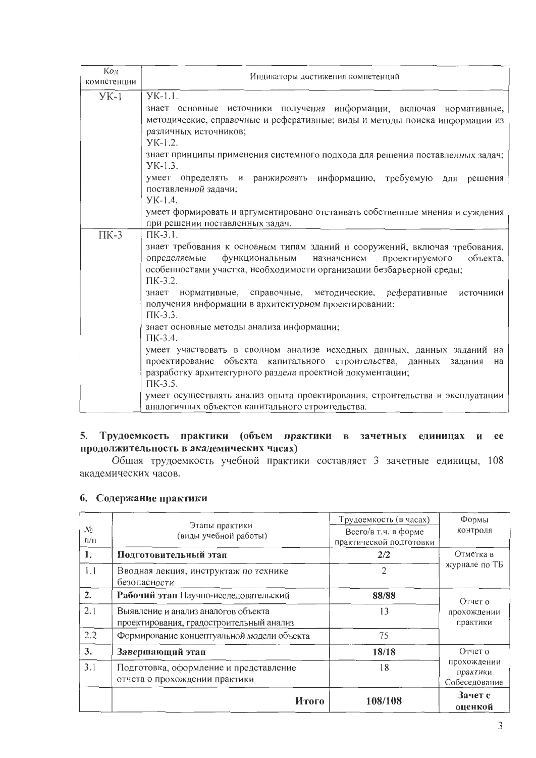| Код компетенции | Индикаторы достижения компетенций |
|---|---|
| УК-1 | УК-1.1.<br>знает основные источники получения информации, включая нормативные, методические, справочные и реферативные; виды и методы поиска информации из различных источников;<br>УК-1.2.<br>знает принципы применения системного подхода для решения поставленных задач;<br>УК-1.3.<br>умеет определять и ранжировать информацию, требуемую для решения поставленной задачи;<br>УК-1.4.<br>умеет формировать и аргументировано отстаивать собственные мнения и суждения при решении поставленных задач. |
| ПК-3 | ПК-3.1.<br>знает требования к основным типам зданий и сооружений, включая требования, определяемые функциональным назначением проектируемого объекта, особенностями участка, необходимости организации безбарьерной среды;<br>ПК-3.2.<br>знает нормативные, справочные, методические, реферативные источники получения информации в архитектурном проектировании;<br>ПК-3.3.<br>знает основные методы анализа информации;<br>ПК-3.4.<br>умеет участвовать в сводном анализе исходных данных, данных заданий на проектирование объекта капитального строительства, данных задания на разработку архитектурного раздела проектной документации;<br>ПК-3.5.<br>умеет осуществлять анализ опыта проектирования, строительства и эксплуатации аналогичных объектов капитального строительства. |

## 5. Трудоемкость практики (объем практики в зачетных единицах и ее продолжительность в академических часах)

Общая трудоемкость учебной практики составляет 3 зачетные единицы, 108 академических часов.

## 6. Содержание практики

| № п/п | Этапы практики (виды учебной работы) | Трудоемкость (в часах) Всего/в т.ч. в форме практической подготовки | Формы контроля |
|---|---|---|---|
| **1.** | **Подготовительный этап** | **2/2** | Отметка в журнале по ТБ |
| 1.1 | Вводная лекция, инструктаж по технике безопасности | 2 | |
| **2.** | **Рабочий этап** Научно-исследовательский | **88/88** | Отчет о прохождении практики |
| 2.1 | Выявление и анализ аналогов объекта проектирования, градостроительный анализ | 13 | |
| 2.2 | Формирование концептуальной модели объекта | 75 | |
| **3.** | **Завершающий этап** | **18/18** | Отчет о прохождении практики Собеседование |
| 3.1 | Подготовка, оформление и представление отчета о прохождении практики | 18 | |
| | **Итого** | **108/108** | **Зачет с оценкой** |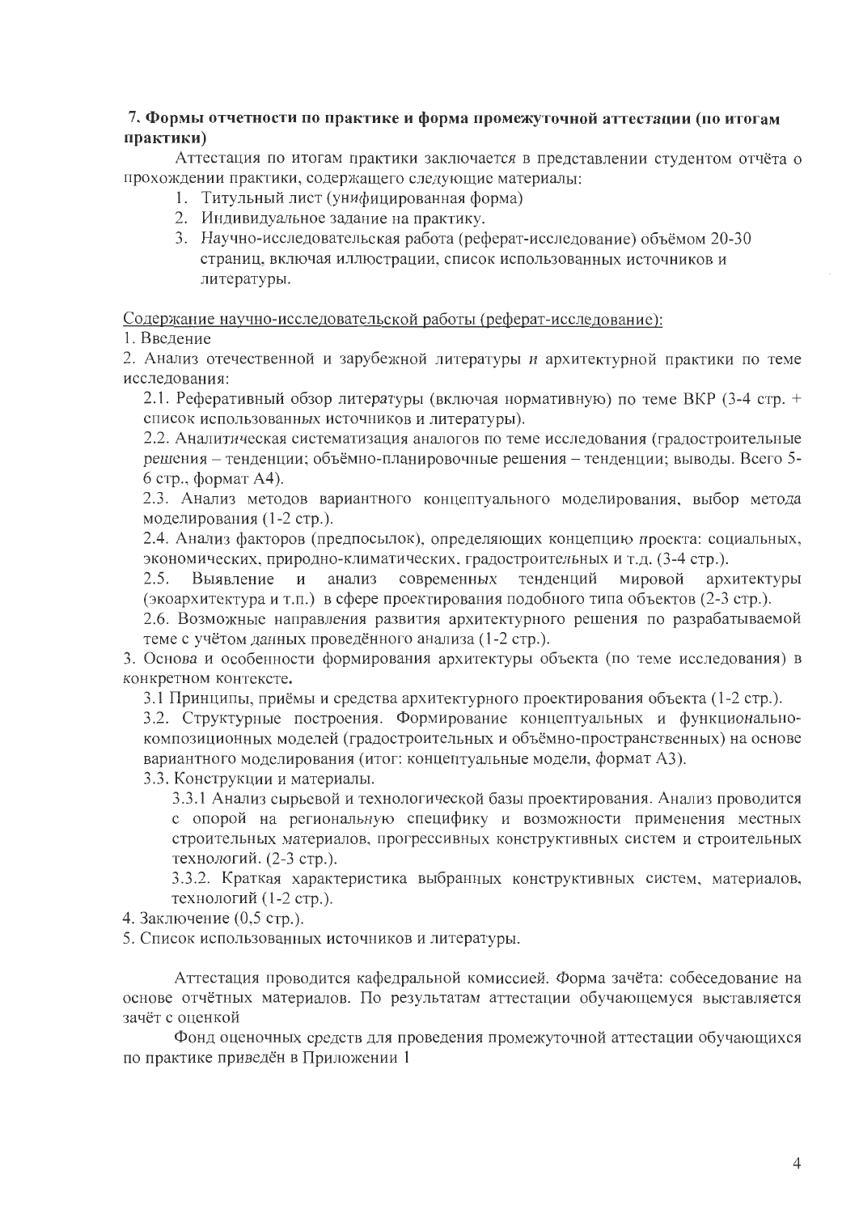### 7. Формы отчетности по практике и форма промежуточной аттестации (по итогам практики)

Аттестация по итогам практики заключается в представлении студентом отчёта о прохождении практики, содержащего следующие материалы:

1. Титульный лист (унифицированная форма)
2. Индивидуальное задание на практику.
3. Научно-исследовательская работа (реферат-исследование) объёмом 20-30 страниц, включая иллюстрации, список использованных источников и литературы.

<u>Содержание научно-исследовательской работы (реферат-исследование):</u>

1. Введение

2. Анализ отечественной и зарубежной литературы и архитектурной практики по теме исследования:

   2.1. Реферативный обзор литературы (включая нормативную) по теме ВКР (3-4 стр. + список использованных источников и литературы).

   2.2. Аналитическая систематизация аналогов по теме исследования (градостроительные решения – тенденции; объёмно-планировочные решения – тенденции; выводы. Всего 5-6 стр., формат А4).

   2.3. Анализ методов вариантного концептуального моделирования, выбор метода моделирования (1-2 стр.).

   2.4. Анализ факторов (предпосылок), определяющих концепцию проекта: социальных, экономических, природно-климатических, градостроительных и т.д. (3-4 стр.).

   2.5. Выявление и анализ современных тенденций мировой архитектуры (экоархитектура и т.п.) в сфере проектирования подобного типа объектов (2-3 стр.).

   2.6. Возможные направления развития архитектурного решения по разрабатываемой теме с учётом данных проведённого анализа (1-2 стр.).

3. Основа и особенности формирования архитектуры объекта (по теме исследования) в конкретном контексте.

   3.1 Принципы, приёмы и средства архитектурного проектирования объекта (1-2 стр.).

   3.2. Структурные построения. Формирование концептуальных и функционально-композиционных моделей (градостроительных и объёмно-пространственных) на основе вариантного моделирования (итог: концептуальные модели, формат А3).

   3.3. Конструкции и материалы.

      3.3.1 Анализ сырьевой и технологической базы проектирования. Анализ проводится с опорой на региональную специфику и возможности применения местных строительных материалов, прогрессивных конструктивных систем и строительных технологий. (2-3 стр.).

      3.3.2. Краткая характеристика выбранных конструктивных систем, материалов, технологий (1-2 стр.).

4. Заключение (0,5 стр.).

5. Список использованных источников и литературы.

Аттестация проводится кафедральной комиссией. Форма зачёта: собеседование на основе отчётных материалов. По результатам аттестации обучающемуся выставляется зачёт с оценкой

Фонд оценочных средств для проведения промежуточной аттестации обучающихся по практике приведён в Приложении 1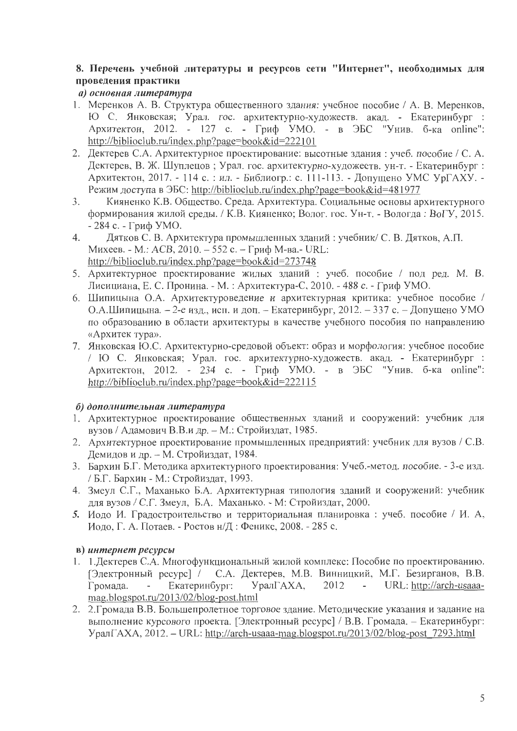### 8. Перечень учебной литературы и ресурсов сети "Интернет", необходимых для проведения практики

***а) основная литература***

1. Меренков А. В. Структура общественного здания: учебное пособие / А. В. Меренков, Ю С. Янковская; Урал. гос. архитектурно-художеств. акад. - Екатеринбург : Архитектон, 2012. - 127 с. - Гриф УМО. - в ЭБС "Унив. б-ка online": http://biblioclub.ru/index.php?page=book&id=222101
2. Дектерев С.А. Архитектурное проектирование: высотные здания : учеб. пособие / С. А. Дектерев, В. Ж. Шуплецов ; Урал. гос. архитектурно-художеств. ун-т. - Екатеринбург : Архитектон, 2017. - 114 с. : ил. - Библиогр.: с. 111-113. - Допущено УМС УрГАХУ. - Режим доступа в ЭБС: http://biblioclub.ru/index.php?page=book&id=481977
3. Кияненко К.В. Общество. Среда. Архитектура. Социальные основы архитектурного формирования жилой среды. / К.В. Кияненко; Волог. гос. Ун-т. - Вологда : ВоГУ, 2015. - 284 с. - Гриф УМО.
4. Дятков С. В. Архитектура промышленных зданий : учебник/ С. В. Дятков, А.П. Михеев. - М.: АСВ, 2010. – 552 с. – Гриф М-ва.- URL: http://biblioclub.ru/index.php?page=book&id=273748
5. Архитектурное проектирование жилых зданий : учеб. пособие / под ред. М. В. Лисициана, Е. С. Пронина. - М. : Архитектура-С, 2010. - 488 с. - Гриф УМО.
6. Шипицына О.А. Архитектуроведение и архитектурная критика: учебное пособие / О.А.Шипицына. – 2-е изд., испр. и доп. – Екатеринбург, 2012. – 337 с. – Допущено УМО по образованию в области архитектуры в качестве учебного пособия по направлению «Архитек тура».
7. Янковская Ю.С. Архитектурно-средовой объект: образ и морфология: учебное пособие / Ю С. Янковская; Урал. гос. архитектурно-художеств. акад. - Екатеринбург : Архитектон, 2012. - 234 с. - Гриф УМО. - в ЭБС "Унив. б-ка online": http://biblioclub.ru/index.php?page=book&id=222115

***б) дополнительная литература***

1. Архитектурное проектирование общественных зданий и сооружений: учебник для вузов / Адамович В.В.и др. – М.: Стройиздат, 1985.
2. Архитектурное проектирование промышленных предприятий: учебник для вузов / С.В. Демидов и др. – М. Стройиздат, 1984.
3. Бархин Б.Г. Методика архитектурного проектирования: Учеб.-метод. пособие. - 3-е изд. / Б.Г. Бархин - М.: Стройиздат, 1993.
4. Змеул С.Г., Маханько Б.А. Архитектурная типология зданий и сооружений: учебник для вузов / С.Г. Змеул, Б.А. Маханько. - М: Стройиздат, 2000.
5. Иодо И. Градостроительство и территориальная планировка : учеб. пособие / И. А, Иодо, Г. А. Потаев. - Ростов н/Д : Феникс, 2008. - 285 с.

***в) интернет ресурсы***

1. 1.Дектерев С.А. Многофункциональный жилой комплекс: Пособие по проектированию. [Электронный ресурс] / С.А. Дектерев, М.В. Винницкий, М.Г. Безирганов, В.В. Громада. - Екатеринбург: УралГАХА, 2012 - URL: http://arch-usaaa-mag.blogspot.ru/2013/02/blog-post.html
2. 2.Громада В.В. Большепролетное торговое здание. Методические указания и задание на выполнение курсового проекта. [Электронный ресурс] / В.В. Громада. – Екатеринбург: УралГАХА, 2012. – URL: http://arch-usaaa-mag.blogspot.ru/2013/02/blog-post_7293.html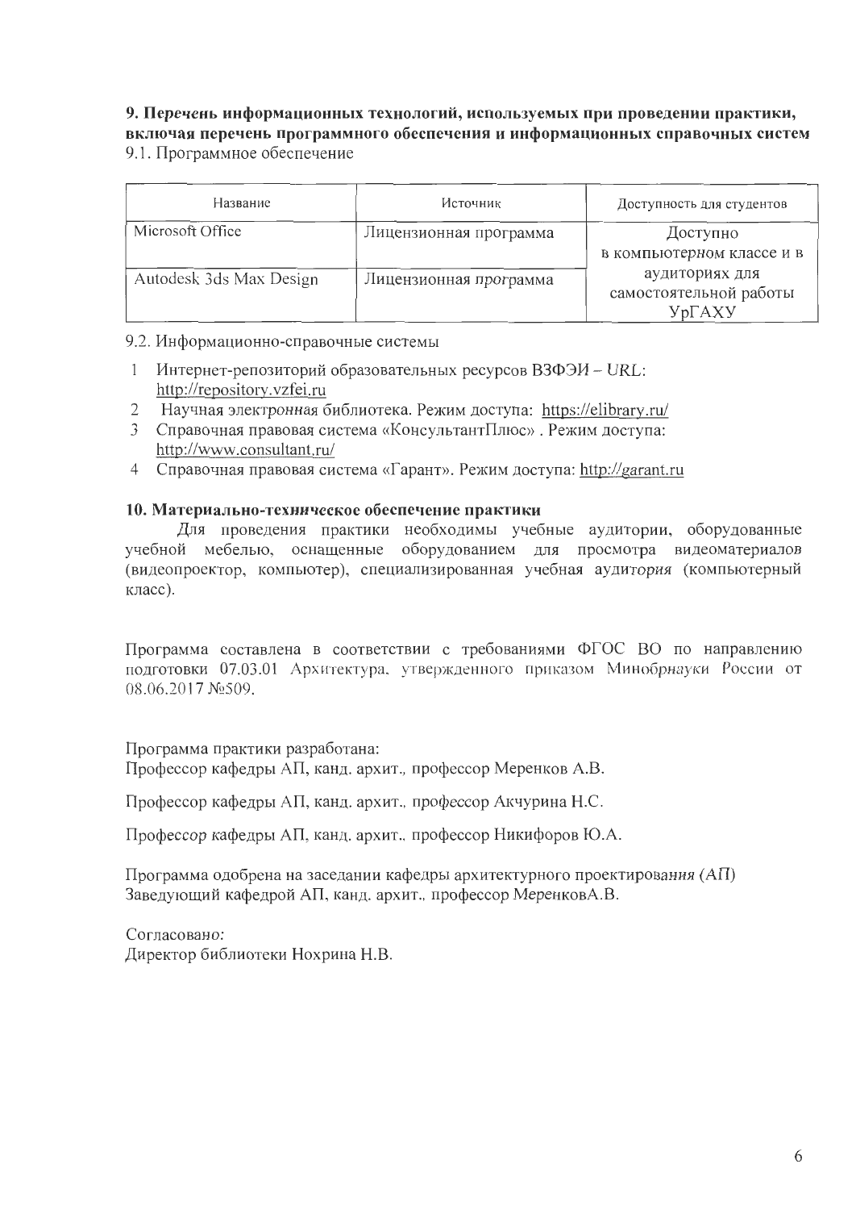## 9. Перечень информационных технологий, используемых при проведении практики, включая перечень программного обеспечения и информационных справочных систем

9.1. Программное обеспечение

| Название | Источник | Доступность для студентов |
|---|---|---|
| Microsoft Office | Лицензионная программа | Доступно в компьютерном классе и в аудиториях для самостоятельной работы УрГАХУ |
| Autodesk 3ds Max Design | Лицензионная программа | |

9.2. Информационно-справочные системы

1. Интернет-репозиторий образовательных ресурсов ВЗФЭИ – URL: http://repository.vzfei.ru
2. Научная электронная библиотека. Режим доступа: https://elibrary.ru/
3. Справочная правовая система «КонсультантПлюс» . Режим доступа: http://www.consultant.ru/
4. Справочная правовая система «Гарант». Режим доступа: http://garant.ru

## 10. Материально-техническое обеспечение практики

Для проведения практики необходимы учебные аудитории, оборудованные учебной мебелью, оснащенные оборудованием для просмотра видеоматериалов (видеопроектор, компьютер), специализированная учебная аудитория (компьютерный класс).

Программа составлена в соответствии с требованиями ФГОС ВО по направлению подготовки 07.03.01 Архитектура, утвержденного приказом Минобрнауки России от 08.06.2017 №509.

Программа практики разработана:
Профессор кафедры АП, канд. архит., профессор Меренков А.В.

Профессор кафедры АП, канд. архит., профессор Акчурина Н.С.

Профессор кафедры АП, канд. архит., профессор Никифоров Ю.А.

Программа одобрена на заседании кафедры архитектурного проектирования (АП)
Заведующий кафедрой АП, канд. архит., профессор МеренковА.В.

Согласовано:
Директор библиотеки Нохрина Н.В.